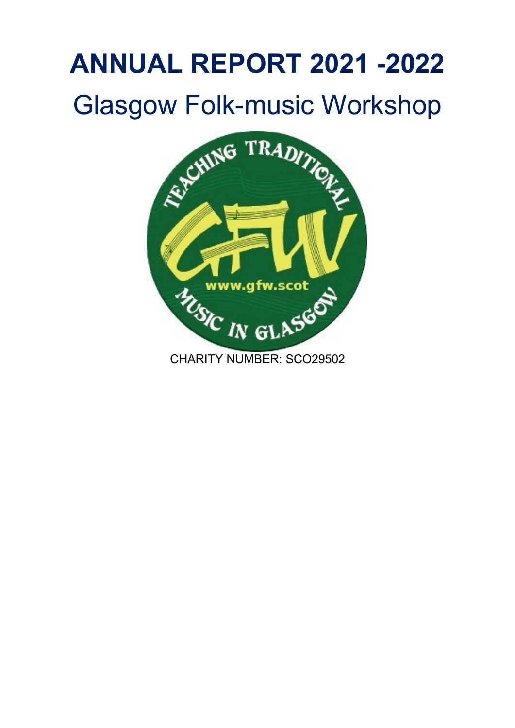# ANNUAL REPORT 2021 -2022

## Glasgow Folk-music Workshop

CHARITY NUMBER: SCO29502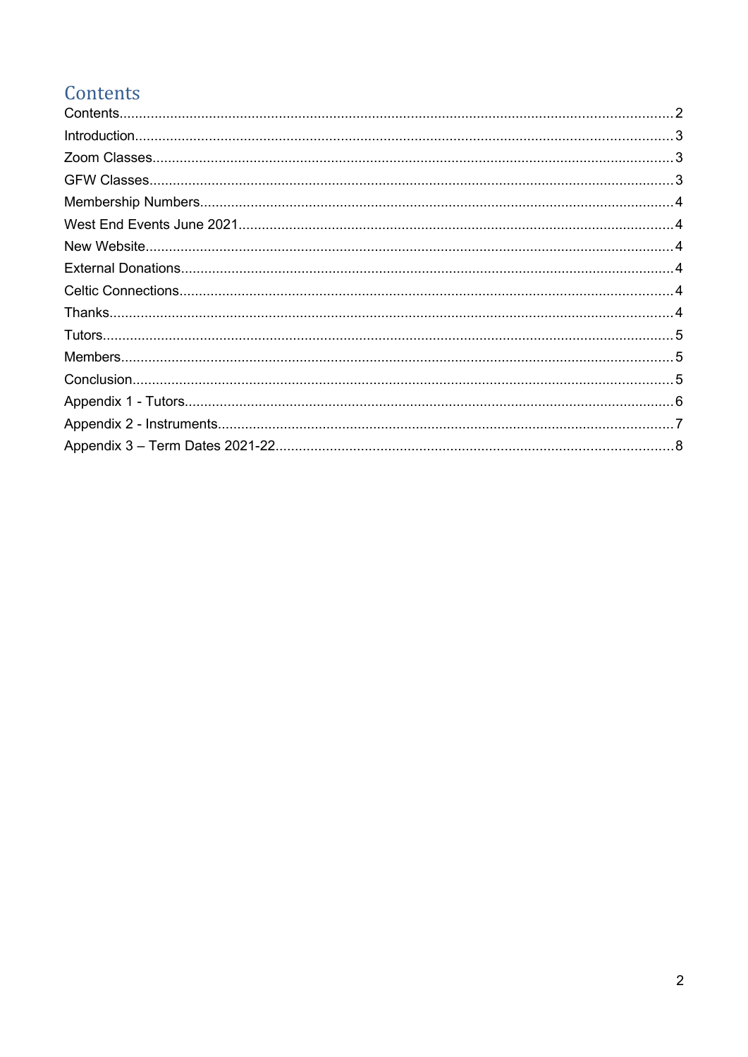# Contents

Contents.....2
Introduction.....3
Zoom Classes.....3
GFW Classes.....3
Membership Numbers.....4
West End Events June 2021.....4
New Website.....4
External Donations.....4
Celtic Connections.....4
Thanks.....4
Tutors.....5
Members.....5
Conclusion.....5
Appendix 1 - Tutors.....6
Appendix 2 - Instruments.....7
Appendix 3 – Term Dates 2021-22.....8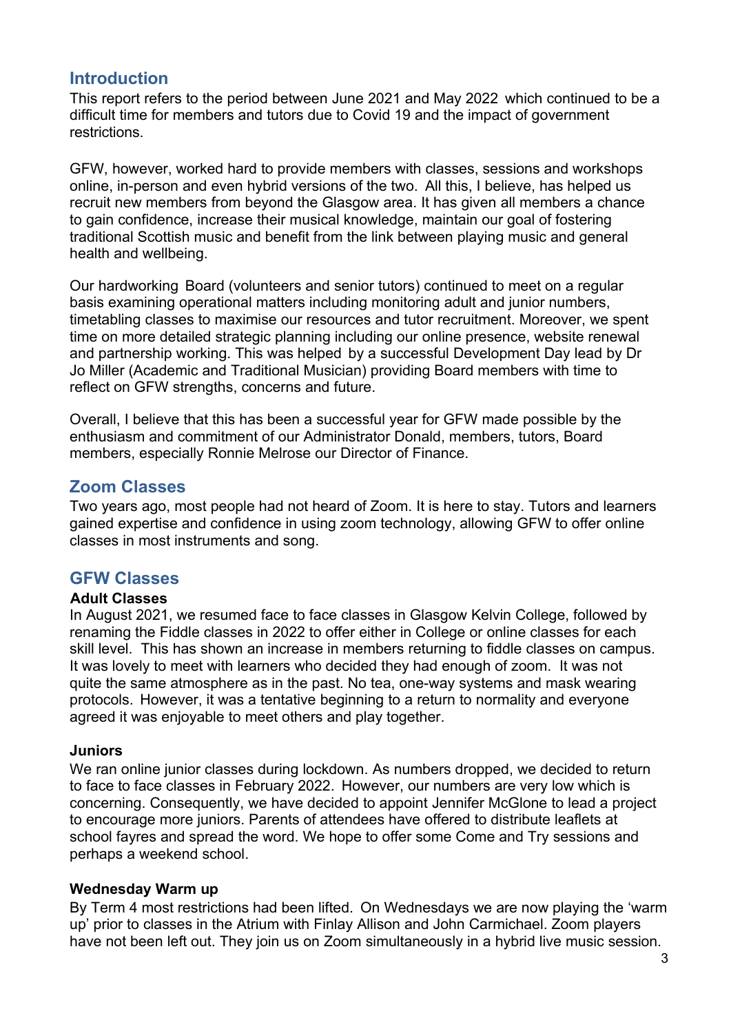## Introduction

This report refers to the period between June 2021 and May 2022 which continued to be a difficult time for members and tutors due to Covid 19 and the impact of government restrictions.

GFW, however, worked hard to provide members with classes, sessions and workshops online, in-person and even hybrid versions of the two. All this, I believe, has helped us recruit new members from beyond the Glasgow area. It has given all members a chance to gain confidence, increase their musical knowledge, maintain our goal of fostering traditional Scottish music and benefit from the link between playing music and general health and wellbeing.

Our hardworking Board (volunteers and senior tutors) continued to meet on a regular basis examining operational matters including monitoring adult and junior numbers, timetabling classes to maximise our resources and tutor recruitment. Moreover, we spent time on more detailed strategic planning including our online presence, website renewal and partnership working. This was helped by a successful Development Day lead by Dr Jo Miller (Academic and Traditional Musician) providing Board members with time to reflect on GFW strengths, concerns and future.

Overall, I believe that this has been a successful year for GFW made possible by the enthusiasm and commitment of our Administrator Donald, members, tutors, Board members, especially Ronnie Melrose our Director of Finance.

## Zoom Classes

Two years ago, most people had not heard of Zoom. It is here to stay. Tutors and learners gained expertise and confidence in using zoom technology, allowing GFW to offer online classes in most instruments and song.

## GFW Classes

### Adult Classes

In August 2021, we resumed face to face classes in Glasgow Kelvin College, followed by renaming the Fiddle classes in 2022 to offer either in College or online classes for each skill level. This has shown an increase in members returning to fiddle classes on campus. It was lovely to meet with learners who decided they had enough of zoom. It was not quite the same atmosphere as in the past. No tea, one-way systems and mask wearing protocols. However, it was a tentative beginning to a return to normality and everyone agreed it was enjoyable to meet others and play together.

### Juniors

We ran online junior classes during lockdown. As numbers dropped, we decided to return to face to face classes in February 2022. However, our numbers are very low which is concerning. Consequently, we have decided to appoint Jennifer McGlone to lead a project to encourage more juniors. Parents of attendees have offered to distribute leaflets at school fayres and spread the word. We hope to offer some Come and Try sessions and perhaps a weekend school.

### Wednesday Warm up

By Term 4 most restrictions had been lifted. On Wednesdays we are now playing the 'warm up' prior to classes in the Atrium with Finlay Allison and John Carmichael. Zoom players have not been left out. They join us on Zoom simultaneously in a hybrid live music session.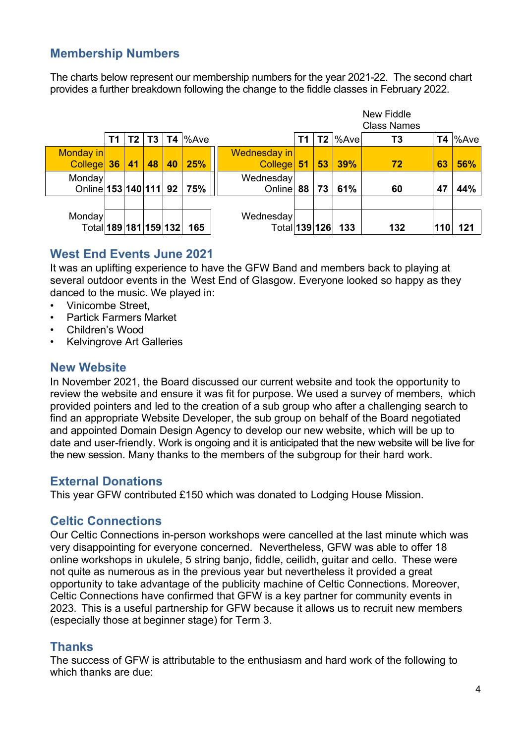## Membership Numbers

The charts below represent our membership numbers for the year 2021-22. The second chart provides a further breakdown following the change to the fiddle classes in February 2022.

| | T1 | T2 | T3 | T4 | %Ave |
|---|---|---|---|---|---|
| Monday in College | 36 | 41 | 48 | 40 | 25% |
| Monday Online | 153 | 140 | 111 | 92 | 75% |
| | | | | | |
| Monday Total | 189 | 181 | 159 | 132 | 165 |

| | T1 | T2 | %Ave | New Fiddle Class Names T3 | T4 | %Ave |
|---|---|---|---|---|---|---|
| Wednesday in College | 51 | 53 | 39% | 72 | 63 | 56% |
| Wednesday Online | 88 | 73 | 61% | 60 | 47 | 44% |
| | | | | | | |
| Wednesday Total | 139 | 126 | 133 | 132 | 110 | 121 |

## West End Events June 2021

It was an uplifting experience to have the GFW Band and members back to playing at several outdoor events in the West End of Glasgow. Everyone looked so happy as they danced to the music. We played in:

- Vinicombe Street,
- Partick Farmers Market
- Children's Wood
- Kelvingrove Art Galleries

## New Website

In November 2021, the Board discussed our current website and took the opportunity to review the website and ensure it was fit for purpose. We used a survey of members, which provided pointers and led to the creation of a sub group who after a challenging search to find an appropriate Website Developer, the sub group on behalf of the Board negotiated and appointed Domain Design Agency to develop our new website, which will be up to date and user-friendly. Work is ongoing and it is anticipated that the new website will be live for the new session. Many thanks to the members of the subgroup for their hard work.

## External Donations

This year GFW contributed £150 which was donated to Lodging House Mission.

## Celtic Connections

Our Celtic Connections in-person workshops were cancelled at the last minute which was very disappointing for everyone concerned. Nevertheless, GFW was able to offer 18 online workshops in ukulele, 5 string banjo, fiddle, ceilidh, guitar and cello. These were not quite as numerous as in the previous year but nevertheless it provided a great opportunity to take advantage of the publicity machine of Celtic Connections. Moreover, Celtic Connections have confirmed that GFW is a key partner for community events in 2023. This is a useful partnership for GFW because it allows us to recruit new members (especially those at beginner stage) for Term 3.

## Thanks

The success of GFW is attributable to the enthusiasm and hard work of the following to which thanks are due: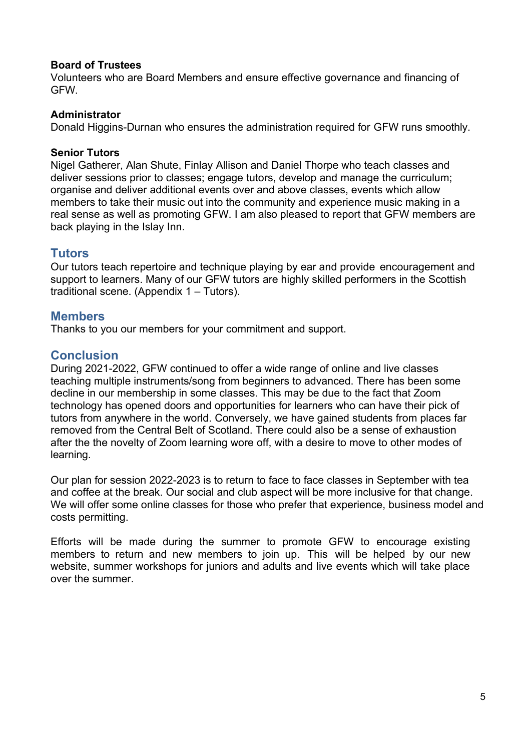**Board of Trustees**
Volunteers who are Board Members and ensure effective governance and financing of GFW.

**Administrator**
Donald Higgins-Durnan who ensures the administration required for GFW runs smoothly.

**Senior Tutors**
Nigel Gatherer, Alan Shute, Finlay Allison and Daniel Thorpe who teach classes and deliver sessions prior to classes; engage tutors, develop and manage the curriculum; organise and deliver additional events over and above classes, events which allow members to take their music out into the community and experience music making in a real sense as well as promoting GFW. I am also pleased to report that GFW members are back playing in the Islay Inn.

## Tutors

Our tutors teach repertoire and technique playing by ear and provide encouragement and support to learners. Many of our GFW tutors are highly skilled performers in the Scottish traditional scene. (Appendix 1 – Tutors).

## Members

Thanks to you our members for your commitment and support.

## Conclusion

During 2021-2022, GFW continued to offer a wide range of online and live classes teaching multiple instruments/song from beginners to advanced. There has been some decline in our membership in some classes. This may be due to the fact that Zoom technology has opened doors and opportunities for learners who can have their pick of tutors from anywhere in the world. Conversely, we have gained students from places far removed from the Central Belt of Scotland. There could also be a sense of exhaustion after the the novelty of Zoom learning wore off, with a desire to move to other modes of learning.

Our plan for session 2022-2023 is to return to face to face classes in September with tea and coffee at the break. Our social and club aspect will be more inclusive for that change. We will offer some online classes for those who prefer that experience, business model and costs permitting.

Efforts will be made during the summer to promote GFW to encourage existing members to return and new members to join up. This will be helped by our new website, summer workshops for juniors and adults and live events which will take place over the summer.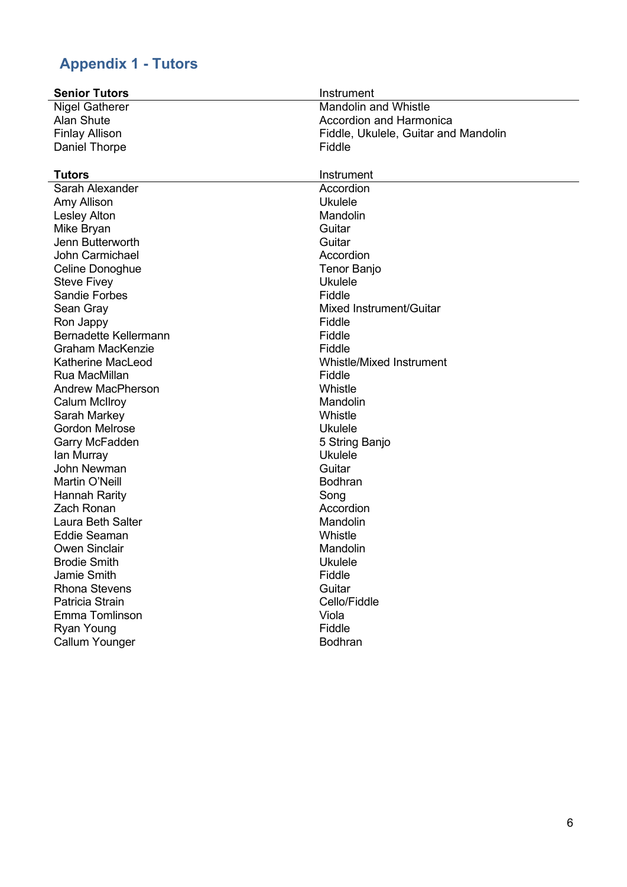## Appendix 1 - Tutors

| **Senior Tutors** | Instrument |
|---|---|
| Nigel Gatherer | Mandolin and Whistle |
| Alan Shute | Accordion and Harmonica |
| Finlay Allison | Fiddle, Ukulele, Guitar and Mandolin |
| Daniel Thorpe | Fiddle |

| **Tutors** | Instrument |
|---|---|
| Sarah Alexander | Accordion |
| Amy Allison | Ukulele |
| Lesley Alton | Mandolin |
| Mike Bryan | Guitar |
| Jenn Butterworth | Guitar |
| John Carmichael | Accordion |
| Celine Donoghue | Tenor Banjo |
| Steve Fivey | Ukulele |
| Sandie Forbes | Fiddle |
| Sean Gray | Mixed Instrument/Guitar |
| Ron Jappy | Fiddle |
| Bernadette Kellermann | Fiddle |
| Graham MacKenzie | Fiddle |
| Katherine MacLeod | Whistle/Mixed Instrument |
| Rua MacMillan | Fiddle |
| Andrew MacPherson | Whistle |
| Calum McIlroy | Mandolin |
| Sarah Markey | Whistle |
| Gordon Melrose | Ukulele |
| Garry McFadden | 5 String Banjo |
| Ian Murray | Ukulele |
| John Newman | Guitar |
| Martin O'Neill | Bodhran |
| Hannah Rarity | Song |
| Zach Ronan | Accordion |
| Laura Beth Salter | Mandolin |
| Eddie Seaman | Whistle |
| Owen Sinclair | Mandolin |
| Brodie Smith | Ukulele |
| Jamie Smith | Fiddle |
| Rhona Stevens | Guitar |
| Patricia Strain | Cello/Fiddle |
| Emma Tomlinson | Viola |
| Ryan Young | Fiddle |
| Callum Younger | Bodhran |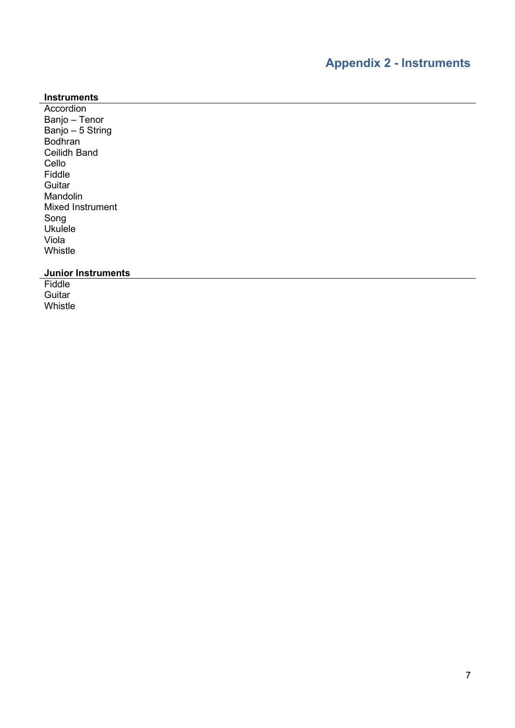# Appendix 2 - Instruments

**Instruments**

Accordion
Banjo – Tenor
Banjo – 5 String
Bodhran
Ceilidh Band
Cello
Fiddle
Guitar
Mandolin
Mixed Instrument
Song
Ukulele
Viola
Whistle

**Junior Instruments**

Fiddle
Guitar
Whistle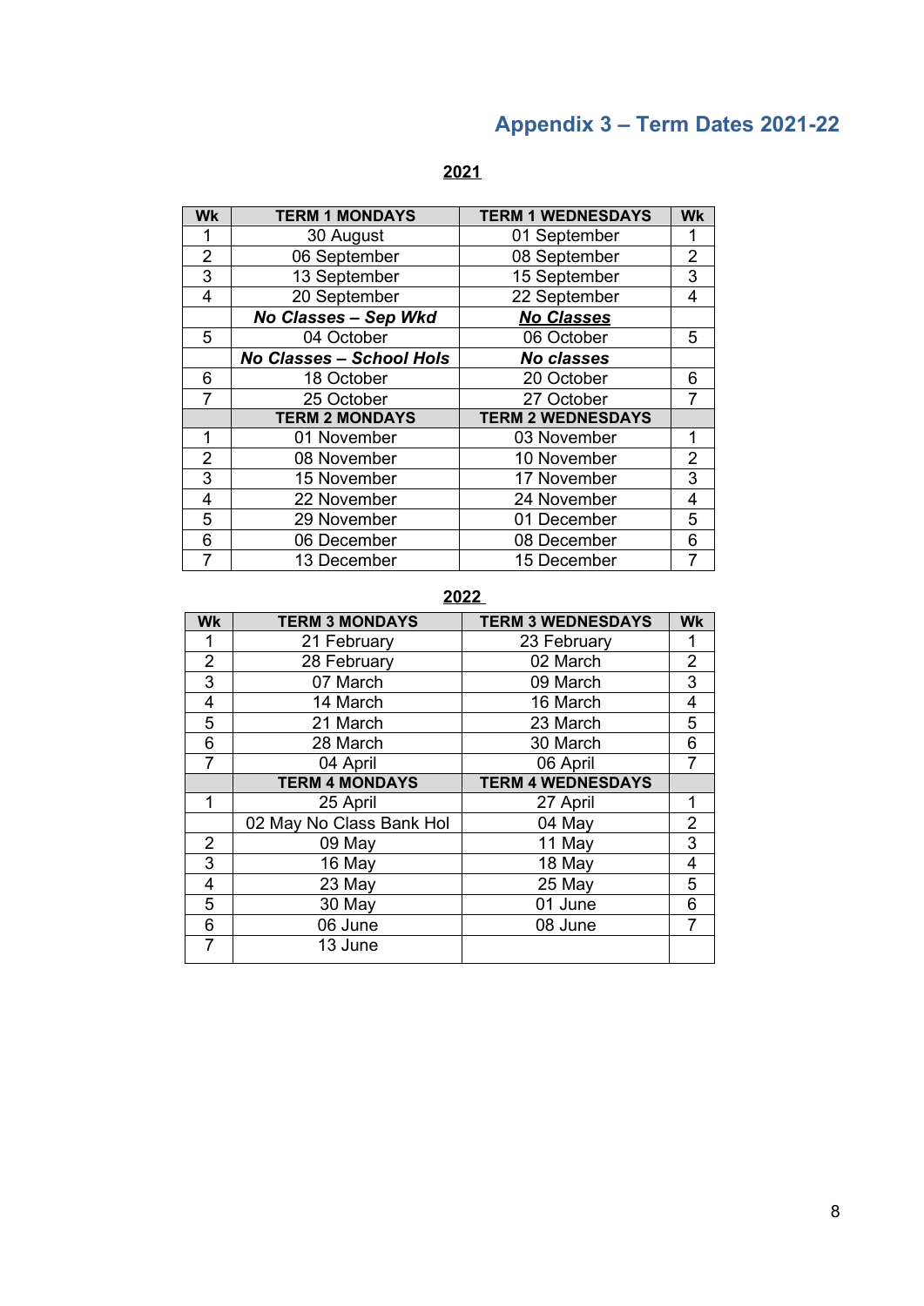## Appendix 3 – Term Dates 2021-22

**2021**

| Wk | TERM 1 MONDAYS | TERM 1 WEDNESDAYS | Wk |
|---|---|---|---|
| 1 | 30 August | 01 September | 1 |
| 2 | 06 September | 08 September | 2 |
| 3 | 13 September | 15 September | 3 |
| 4 | 20 September | 22 September | 4 |
| | ***No Classes – Sep Wkd*** | ***No Classes*** | |
| 5 | 04 October | 06 October | 5 |
| | ***No Classes – School Hols*** | ***No classes*** | |
| 6 | 18 October | 20 October | 6 |
| 7 | 25 October | 27 October | 7 |
| | **TERM 2 MONDAYS** | **TERM 2 WEDNESDAYS** | |
| 1 | 01 November | 03 November | 1 |
| 2 | 08 November | 10 November | 2 |
| 3 | 15 November | 17 November | 3 |
| 4 | 22 November | 24 November | 4 |
| 5 | 29 November | 01 December | 5 |
| 6 | 06 December | 08 December | 6 |
| 7 | 13 December | 15 December | 7 |

**2022**

| Wk | TERM 3 MONDAYS | TERM 3 WEDNESDAYS | Wk |
|---|---|---|---|
| 1 | 21 February | 23 February | 1 |
| 2 | 28 February | 02 March | 2 |
| 3 | 07 March | 09 March | 3 |
| 4 | 14 March | 16 March | 4 |
| 5 | 21 March | 23 March | 5 |
| 6 | 28 March | 30 March | 6 |
| 7 | 04 April | 06 April | 7 |
| | **TERM 4 MONDAYS** | **TERM 4 WEDNESDAYS** | |
| 1 | 25 April | 27 April | 1 |
| | 02 May No Class Bank Hol | 04 May | 2 |
| 2 | 09 May | 11 May | 3 |
| 3 | 16 May | 18 May | 4 |
| 4 | 23 May | 25 May | 5 |
| 5 | 30 May | 01 June | 6 |
| 6 | 06 June | 08 June | 7 |
| 7 | 13 June | | |